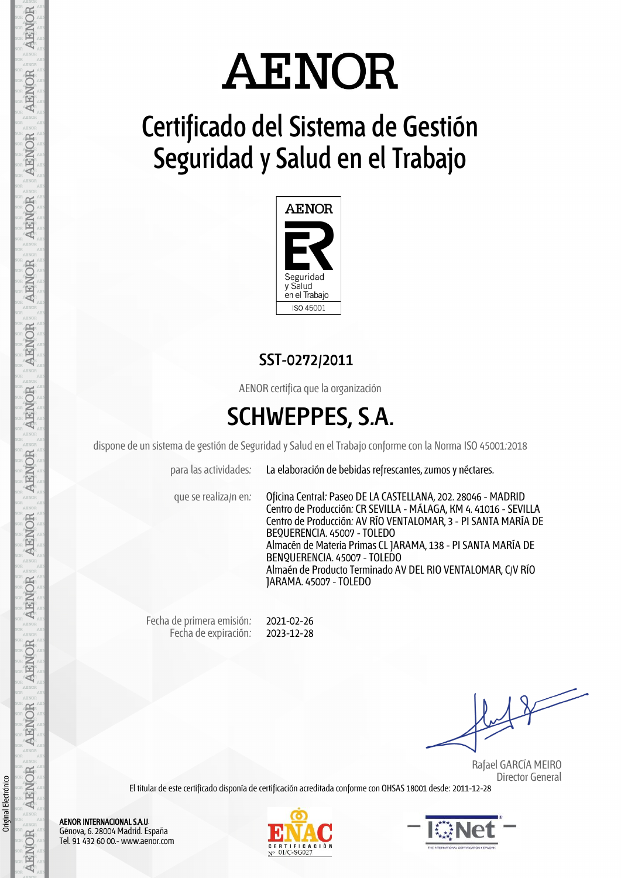# AENOR

## Certificado del Sistema de Gestión Seguridad y Salud en el Trabajo

AENOR

Seguridad y Salud en el Trabajo

ISO 45001

**SST-0272/2011**

AENOR certifica que la organización

# SCHWEPPES, S.A.

dispone de un sistema de gestión de Seguridad y Salud en el Trabajo conforme con la Norma ISO 45001:2018

para las actividades: La elaboración de bebidas refrescantes, zumos y néctares.

que se realiza/n en: Oficina Central: Paseo DE LA CASTELLANA, 202. 28046 - MADRID
Centro de Producción: CR SEVILLA - MÁLAGA, KM 4. 41016 - SEVILLA
Centro de Producción: AV RÍO VENTALOMAR, 3 - PI SANTA MARÍA DE BEQUERENCIA. 45007 - TOLEDO
Almacén de Materia Primas CL JARAMA, 138 - PI SANTA MARÍA DE BENQUERENCIA. 45007 - TOLEDO
Almaén de Producto Terminado AV DEL RIO VENTALOMAR, C/V RÍO JARAMA. 45007 - TOLEDO

Fecha de primera emisión: 2021-02-26
Fecha de expiración: 2023-12-28

Rafael GARCÍA MEIRO
Director General

El titular de este certificado disponía de certificación acreditada conforme con OHSAS 18001 desde: 2011-12-28

**AENOR INTERNACIONAL S.A.U.**
Génova, 6. 28004 Madrid. España
Tel. 91 432 60 00.- www.aenor.com

ENAC CERTIFICACIÓN Nº 01/C-SG027

IQNet

Original Electrónico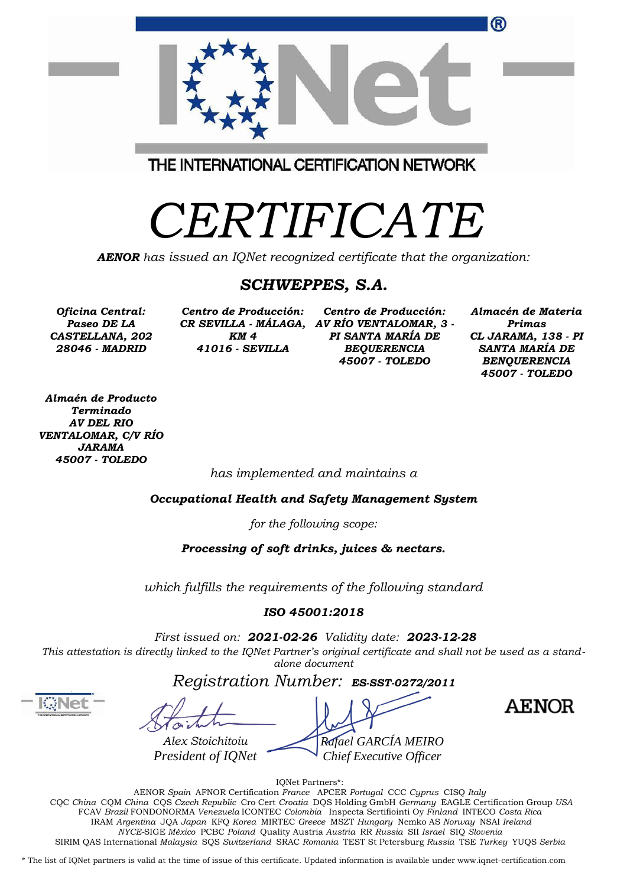THE INTERNATIONAL CERTIFICATION NETWORK

# CERTIFICATE

***AENOR*** *has issued an IQNet recognized certificate that the organization:*

## *SCHWEPPES, S.A.*

***Oficina Central:***
***Paseo DE LA CASTELLANA, 202***
***28046 - MADRID***

***Centro de Producción:***
***CR SEVILLA - MÁLAGA, KM 4***
***41016 - SEVILLA***

***Centro de Producción:***
***AV RÍO VENTALOMAR, 3 - PI SANTA MARÍA DE BEQUERENCIA***
***45007 - TOLEDO***

***Almacén de Materia Primas***
***CL JARAMA, 138 - PI SANTA MARÍA DE BENQUERENCIA***
***45007 - TOLEDO***

***Almaén de Producto Terminado***
***AV DEL RIO VENTALOMAR, C/V RÍO JARAMA***
***45007 - TOLEDO***

*has implemented and maintains a*

***Occupational Health and Safety Management System***

*for the following scope:*

***Processing of soft drinks, juices & nectars.***

*which fulfills the requirements of the following standard*

***ISO 45001:2018***

*First issued on:* ***2021-02-26*** *Validity date:* ***2023-12-28***

*This attestation is directly linked to the IQNet Partner's original certificate and shall not be used as a stand-alone document*

*Registration Number:* ***ES-SST-0272/2011***

*Alex Stoichitoiu*
*President of IQNet*

*Rafael GARCÍA MEIRO*
*Chief Executive Officer*

AENOR

IQNet Partners*:

AENOR *Spain* AFNOR Certification *France* APCER *Portugal* CCC *Cyprus* CISQ *Italy*
CQC *China* CQM *China* CQS *Czech Republic* Cro Cert *Croatia* DQS Holding GmbH *Germany* EAGLE Certification Group *USA*
FCAV *Brazil* FONDONORMA *Venezuela* ICONTEC *Colombia* Inspecta Sertifiointi Oy *Finland* INTECO *Costa Rica*
IRAM *Argentina* JQA *Japan* KFQ *Korea* MIRTEC *Greece* MSZT *Hungary* Nemko AS *Norway* NSAI *Ireland*
*NYCE*-SIGE *México* PCBC *Poland* Quality Austria *Austria* RR *Russia* SII *Israel* SIQ *Slovenia*
SIRIM QAS International *Malaysia* SQS *Switzerland* SRAC *Romania* TEST St Petersburg *Russia* TSE *Turkey* YUQS *Serbia*

* The list of IQNet partners is valid at the time of issue of this certificate. Updated information is available under www.iqnet-certification.com